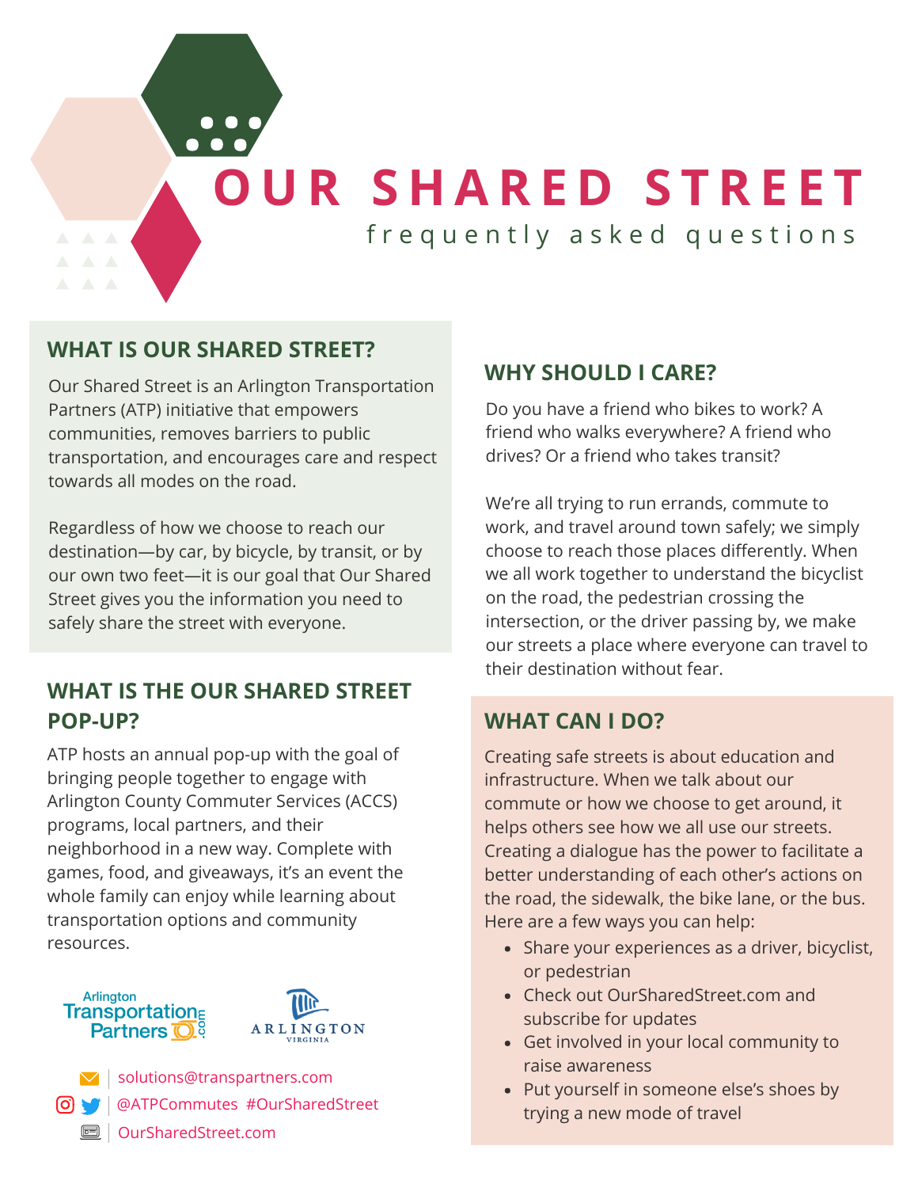# OUR SHARED STREET

frequently asked questions

## WHAT IS OUR SHARED STREET?

Our Shared Street is an Arlington Transportation Partners (ATP) initiative that empowers communities, removes barriers to public transportation, and encourages care and respect towards all modes on the road.

Regardless of how we choose to reach our destination—by car, by bicycle, by transit, or by our own two feet—it is our goal that Our Shared Street gives you the information you need to safely share the street with everyone.

## WHAT IS THE OUR SHARED STREET POP-UP?

ATP hosts an annual pop-up with the goal of bringing people together to engage with Arlington County Commuter Services (ACCS) programs, local partners, and their neighborhood in a new way. Complete with games, food, and giveaways, it's an event the whole family can enjoy while learning about transportation options and community resources.

Arlington Transportation Partners .com

ARLINGTON VIRGINIA

solutions@transpartners.com

@ATPCommutes #OurSharedStreet

OurSharedStreet.com

## WHY SHOULD I CARE?

Do you have a friend who bikes to work? A friend who walks everywhere? A friend who drives? Or a friend who takes transit?

We're all trying to run errands, commute to work, and travel around town safely; we simply choose to reach those places differently. When we all work together to understand the bicyclist on the road, the pedestrian crossing the intersection, or the driver passing by, we make our streets a place where everyone can travel to their destination without fear.

## WHAT CAN I DO?

Creating safe streets is about education and infrastructure. When we talk about our commute or how we choose to get around, it helps others see how we all use our streets. Creating a dialogue has the power to facilitate a better understanding of each other's actions on the road, the sidewalk, the bike lane, or the bus. Here are a few ways you can help:

- Share your experiences as a driver, bicyclist, or pedestrian
- Check out OurSharedStreet.com and subscribe for updates
- Get involved in your local community to raise awareness
- Put yourself in someone else's shoes by trying a new mode of travel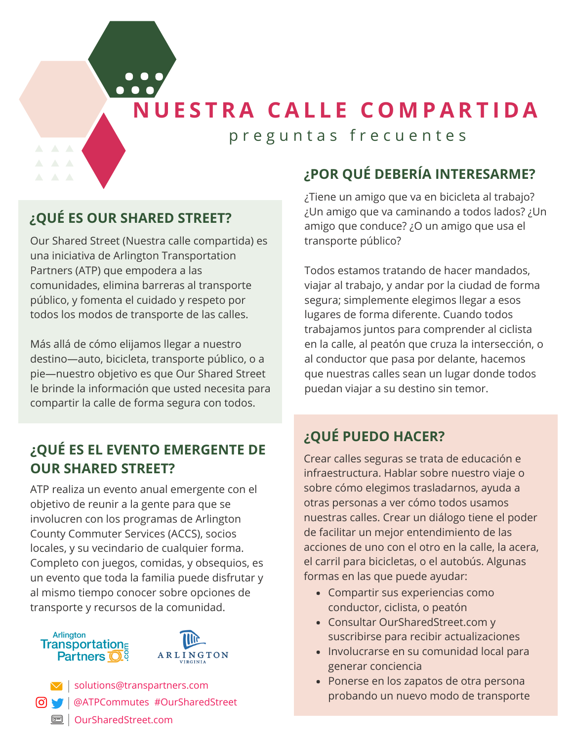# NUESTRA CALLE COMPARTIDA

preguntas frecuentes

## ¿QUÉ ES OUR SHARED STREET?

Our Shared Street (Nuestra calle compartida) es una iniciativa de Arlington Transportation Partners (ATP) que empodera a las comunidades, elimina barreras al transporte público, y fomenta el cuidado y respeto por todos los modos de transporte de las calles.

Más allá de cómo elijamos llegar a nuestro destino—auto, bicicleta, transporte público, o a pie—nuestro objetivo es que Our Shared Street le brinde la información que usted necesita para compartir la calle de forma segura con todos.

## ¿QUÉ ES EL EVENTO EMERGENTE DE OUR SHARED STREET?

ATP realiza un evento anual emergente con el objetivo de reunir a la gente para que se involucren con los programas de Arlington County Commuter Services (ACCS), socios locales, y su vecindario de cualquier forma. Completo con juegos, comidas, y obsequios, es un evento que toda la familia puede disfrutar y al mismo tiempo conocer sobre opciones de transporte y recursos de la comunidad.

Arlington Transportation Partners .com

ARLINGTON VIRGINIA

solutions@transpartners.com

@ATPCommutes #OurSharedStreet

OurSharedStreet.com

## ¿POR QUÉ DEBERÍA INTERESARME?

¿Tiene un amigo que va en bicicleta al trabajo? ¿Un amigo que va caminando a todos lados? ¿Un amigo que conduce? ¿O un amigo que usa el transporte público?

Todos estamos tratando de hacer mandados, viajar al trabajo, y andar por la ciudad de forma segura; simplemente elegimos llegar a esos lugares de forma diferente. Cuando todos trabajamos juntos para comprender al ciclista en la calle, al peatón que cruza la intersección, o al conductor que pasa por delante, hacemos que nuestras calles sean un lugar donde todos puedan viajar a su destino sin temor.

## ¿QUÉ PUEDO HACER?

Crear calles seguras se trata de educación e infraestructura. Hablar sobre nuestro viaje o sobre cómo elegimos trasladarnos, ayuda a otras personas a ver cómo todos usamos nuestras calles. Crear un diálogo tiene el poder de facilitar un mejor entendimiento de las acciones de uno con el otro en la calle, la acera, el carril para bicicletas, o el autobús. Algunas formas en las que puede ayudar:

- Compartir sus experiencias como conductor, ciclista, o peatón
- Consultar OurSharedStreet.com y suscribirse para recibir actualizaciones
- Involucrarse en su comunidad local para generar conciencia
- Ponerse en los zapatos de otra persona probando un nuevo modo de transporte